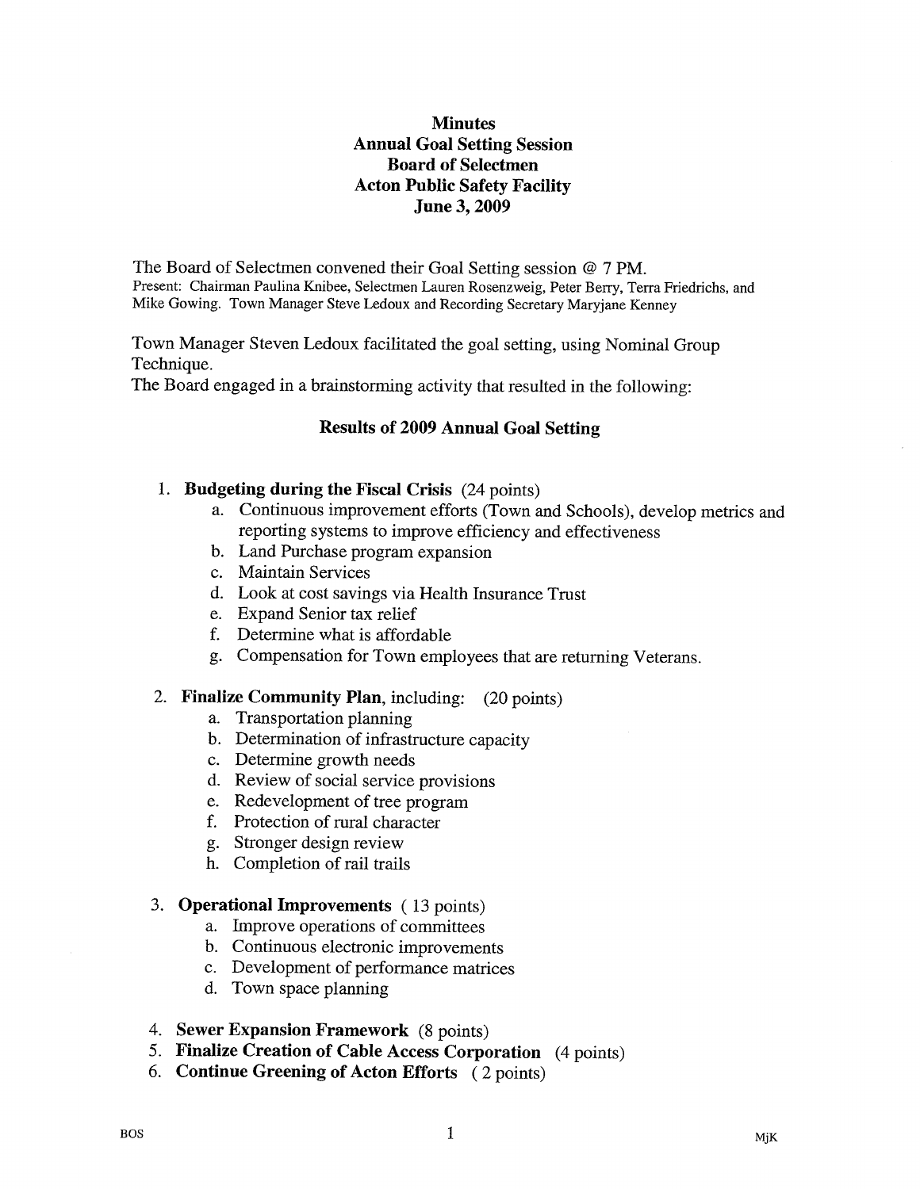# Minutes
## Annual Goal Setting Session
## Board of Selectmen
## Acton Public Safety Facility
## June 3, 2009

The Board of Selectmen convened their Goal Setting session @ 7 PM.
Present: Chairman Paulina Knibee, Selectmen Lauren Rosenzweig, Peter Berry, Terra Friedrichs, and Mike Gowing. Town Manager Steve Ledoux and Recording Secretary Maryjane Kenney

Town Manager Steven Ledoux facilitated the goal setting, using Nominal Group Technique.
The Board engaged in a brainstorming activity that resulted in the following:

### Results of 2009 Annual Goal Setting

1. **Budgeting during the Fiscal Crisis** (24 points)
   a. Continuous improvement efforts (Town and Schools), develop metrics and reporting systems to improve efficiency and effectiveness
   b. Land Purchase program expansion
   c. Maintain Services
   d. Look at cost savings via Health Insurance Trust
   e. Expand Senior tax relief
   f. Determine what is affordable
   g. Compensation for Town employees that are returning Veterans.

2. **Finalize Community Plan**, including: (20 points)
   a. Transportation planning
   b. Determination of infrastructure capacity
   c. Determine growth needs
   d. Review of social service provisions
   e. Redevelopment of tree program
   f. Protection of rural character
   g. Stronger design review
   h. Completion of rail trails

3. **Operational Improvements** ( 13 points)
   a. Improve operations of committees
   b. Continuous electronic improvements
   c. Development of performance matrices
   d. Town space planning

4. **Sewer Expansion Framework** (8 points)
5. **Finalize Creation of Cable Access Corporation** (4 points)
6. **Continue Greening of Acton Efforts** ( 2 points)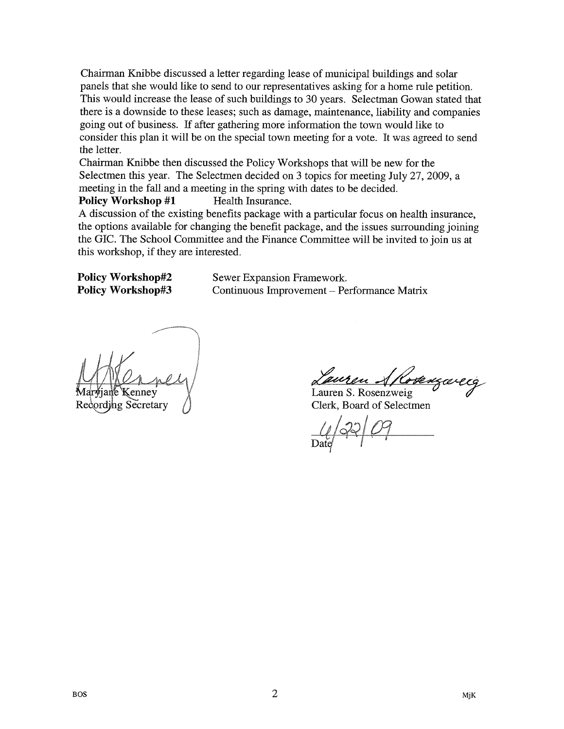Chairman Knibbe discussed a letter regarding lease of municipal buildings and solar panels that she would like to send to our representatives asking for a home rule petition. This would increase the lease of such buildings to 30 years. Selectman Gowan stated that there is a downside to these leases; such as damage, maintenance, liability and companies going out of business. If after gathering more information the town would like to consider this plan it will be on the special town meeting for a vote. It was agreed to send the letter.

Chairman Knibbe then discussed the Policy Workshops that will be new for the Selectmen this year. The Selectmen decided on 3 topics for meeting July 27, 2009, a meeting in the fall and a meeting in the spring with dates to be decided.

**Policy Workshop #1** Health Insurance.

A discussion of the existing benefits package with a particular focus on health insurance, the options available for changing the benefit package, and the issues surrounding joining the GIC. The School Committee and the Finance Committee will be invited to join us at this workshop, if they are interested.

**Policy Workshop#2** Sewer Expansion Framework.

**Policy Workshop#3** Continuous Improvement – Performance Matrix

Maryjane Kenney
Recording Secretary

Lauren S. Rosenzweig
Clerk, Board of Selectmen

6/22/09
Date